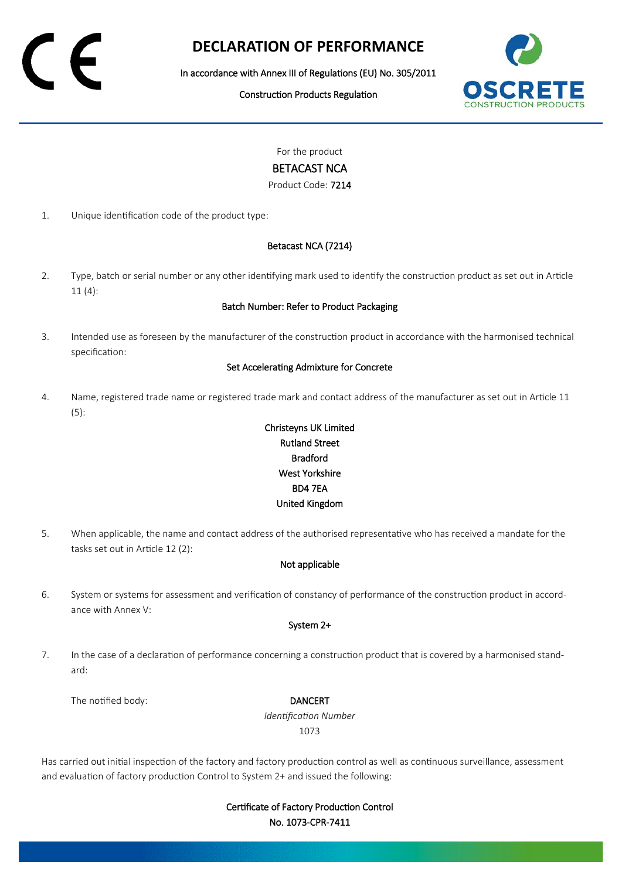CE

# DECLARATION OF PERFORMANCE

In accordance with Annex III of Regulations (EU) No. 305/2011

Construction Products Regulation

OSCRETE CONSTRUCTION PRODUCTS

For the product

BETACAST NCA

Product Code: 7214

1. Unique identification code of the product type:

   Betacast NCA (7214)

2. Type, batch or serial number or any other identifying mark used to identify the construction product as set out in Article 11 (4):

   Batch Number: Refer to Product Packaging

3. Intended use as foreseen by the manufacturer of the construction product in accordance with the harmonised technical specification:

   Set Accelerating Admixture for Concrete

4. Name, registered trade name or registered trade mark and contact address of the manufacturer as set out in Article 11 (5):

   Christeyns UK Limited
   Rutland Street
   Bradford
   West Yorkshire
   BD4 7EA
   United Kingdom

5. When applicable, the name and contact address of the authorised representative who has received a mandate for the tasks set out in Article 12 (2):

   Not applicable

6. System or systems for assessment and verification of constancy of performance of the construction product in accordance with Annex V:

   System 2+

7. In the case of a declaration of performance concerning a construction product that is covered by a harmonised standard:

   The notified body: DANCERT

   *Identification Number*

   1073

Has carried out initial inspection of the factory and factory production control as well as continuous surveillance, assessment and evaluation of factory production Control to System 2+ and issued the following:

Certificate of Factory Production Control
No. 1073-CPR-7411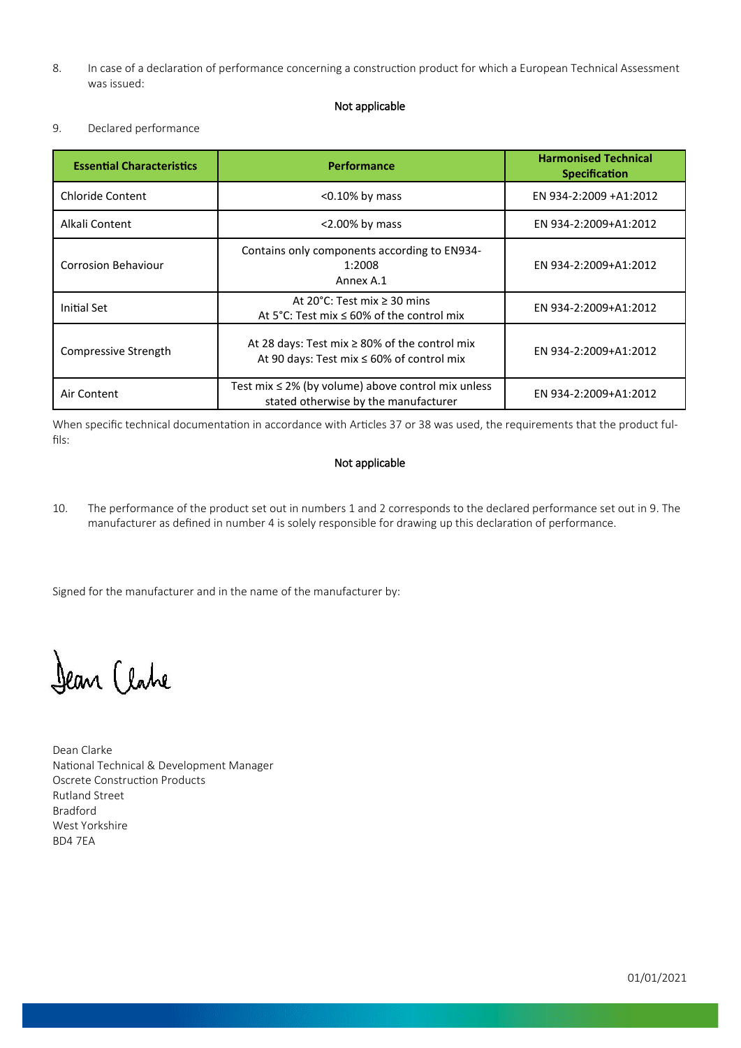8. In case of a declaration of performance concerning a construction product for which a European Technical Assessment was issued:

Not applicable

9. Declared performance

| Essential Characteristics | Performance | Harmonised Technical Specification |
| --- | --- | --- |
| Chloride Content | <0.10% by mass | EN 934-2:2009 +A1:2012 |
| Alkali Content | <2.00% by mass | EN 934-2:2009+A1:2012 |
| Corrosion Behaviour | Contains only components according to EN934-1:2008 Annex A.1 | EN 934-2:2009+A1:2012 |
| Initial Set | At 20°C: Test mix ≥ 30 mins<br>At 5°C: Test mix ≤ 60% of the control mix | EN 934-2:2009+A1:2012 |
| Compressive Strength | At 28 days: Test mix ≥ 80% of the control mix<br>At 90 days: Test mix ≤ 60% of control mix | EN 934-2:2009+A1:2012 |
| Air Content | Test mix ≤ 2% (by volume) above control mix unless stated otherwise by the manufacturer | EN 934-2:2009+A1:2012 |

When specific technical documentation in accordance with Articles 37 or 38 was used, the requirements that the product fulfils:

Not applicable

10. The performance of the product set out in numbers 1 and 2 corresponds to the declared performance set out in 9. The manufacturer as defined in number 4 is solely responsible for drawing up this declaration of performance.

Signed for the manufacturer and in the name of the manufacturer by:

Dean Clarke

Dean Clarke
National Technical & Development Manager
Oscrete Construction Products
Rutland Street
Bradford
West Yorkshire
BD4 7EA

01/01/2021